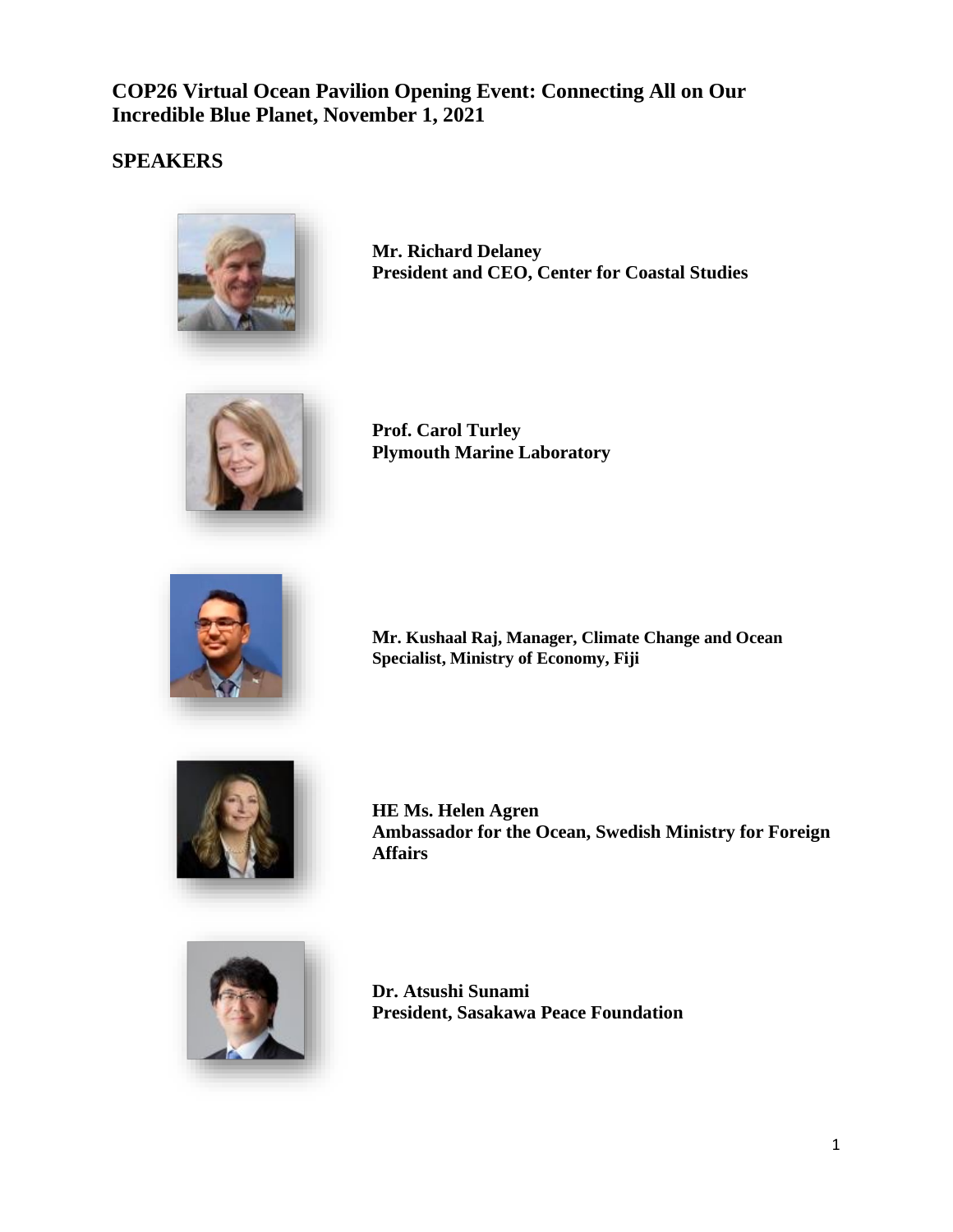# COP26 Virtual Ocean Pavilion Opening Event: Connecting All on Our Incredible Blue Planet, November 1, 2021

## SPEAKERS

**Mr. Richard Delaney**
**President and CEO, Center for Coastal Studies**

**Prof. Carol Turley**
**Plymouth Marine Laboratory**

**Mr. Kushaal Raj, Manager, Climate Change and Ocean Specialist, Ministry of Economy, Fiji**

**HE Ms. Helen Agren**
**Ambassador for the Ocean, Swedish Ministry for Foreign Affairs**

**Dr. Atsushi Sunami**
**President, Sasakawa Peace Foundation**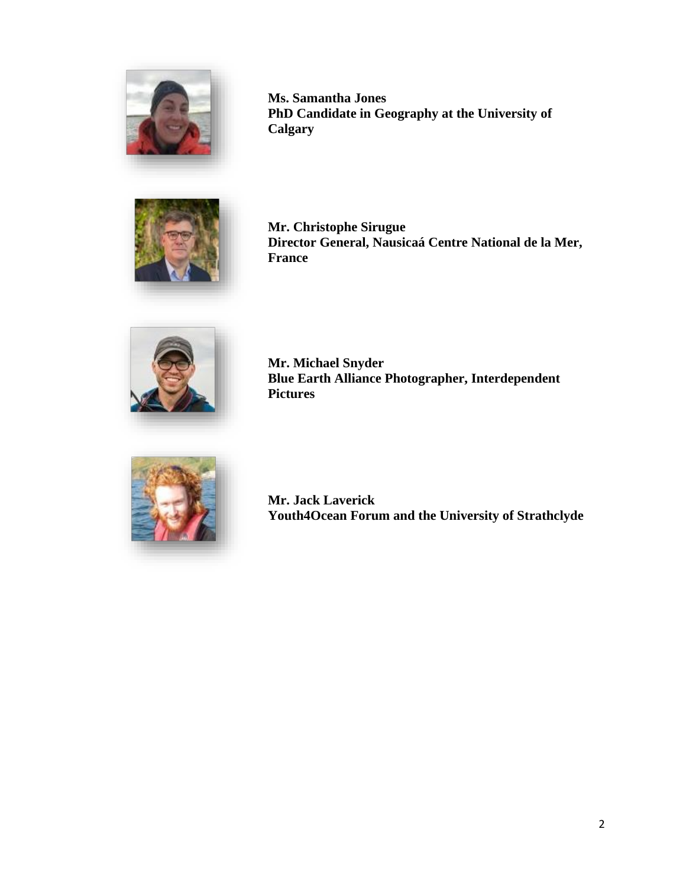**Ms. Samantha Jones**
**PhD Candidate in Geography at the University of Calgary**

**Mr. Christophe Sirugue**
**Director General, Nausicaá Centre National de la Mer, France**

**Mr. Michael Snyder**
**Blue Earth Alliance Photographer, Interdependent Pictures**

**Mr. Jack Laverick**
**Youth4Ocean Forum and the University of Strathclyde**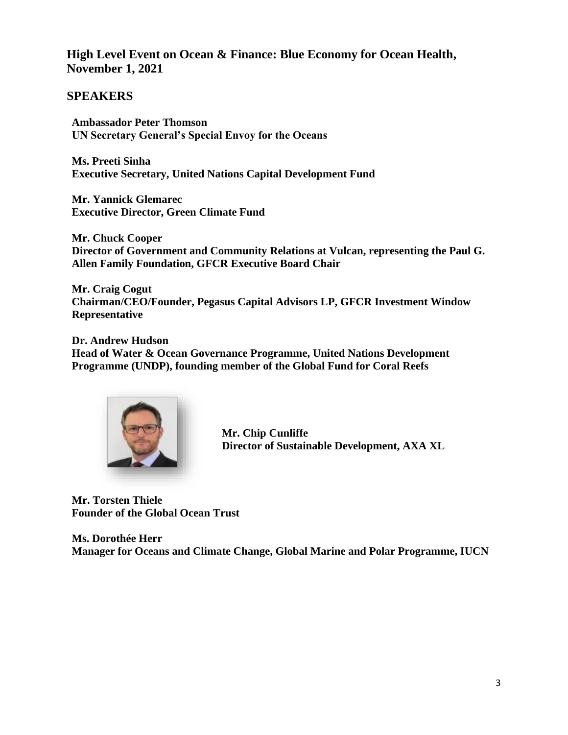## High Level Event on Ocean & Finance: Blue Economy for Ocean Health, November 1, 2021

## SPEAKERS

**Ambassador Peter Thomson**
**UN Secretary General's Special Envoy for the Oceans**

**Ms. Preeti Sinha**
**Executive Secretary, United Nations Capital Development Fund**

**Mr. Yannick Glemarec**
**Executive Director, Green Climate Fund**

**Mr. Chuck Cooper**
**Director of Government and Community Relations at Vulcan, representing the Paul G. Allen Family Foundation, GFCR Executive Board Chair**

**Mr. Craig Cogut**
**Chairman/CEO/Founder, Pegasus Capital Advisors LP, GFCR Investment Window Representative**

**Dr. Andrew Hudson**
**Head of Water & Ocean Governance Programme, United Nations Development Programme (UNDP), founding member of the Global Fund for Coral Reefs**

**Mr. Chip Cunliffe**
**Director of Sustainable Development, AXA XL**

**Mr. Torsten Thiele**
**Founder of the Global Ocean Trust**

**Ms. Dorothée Herr**
**Manager for Oceans and Climate Change, Global Marine and Polar Programme, IUCN**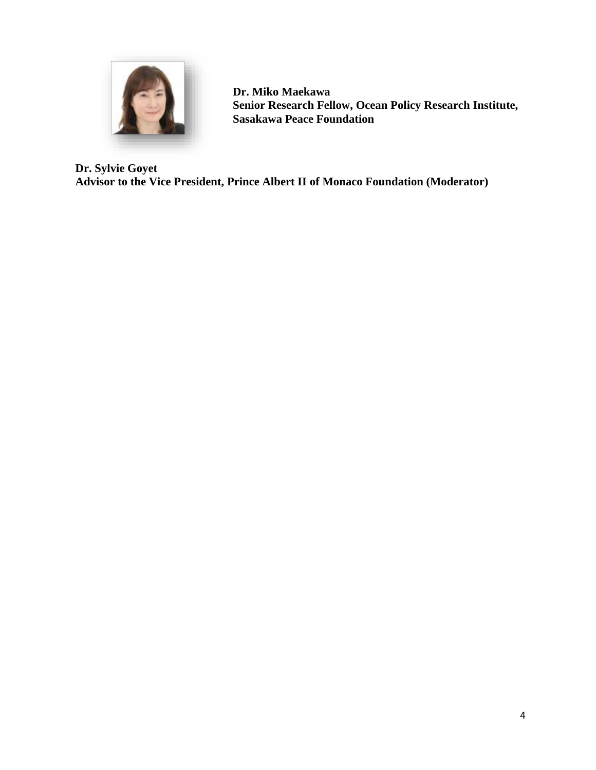**Dr. Miko Maekawa**
**Senior Research Fellow, Ocean Policy Research Institute, Sasakawa Peace Foundation**

**Dr. Sylvie Goyet**
**Advisor to the Vice President, Prince Albert II of Monaco Foundation (Moderator)**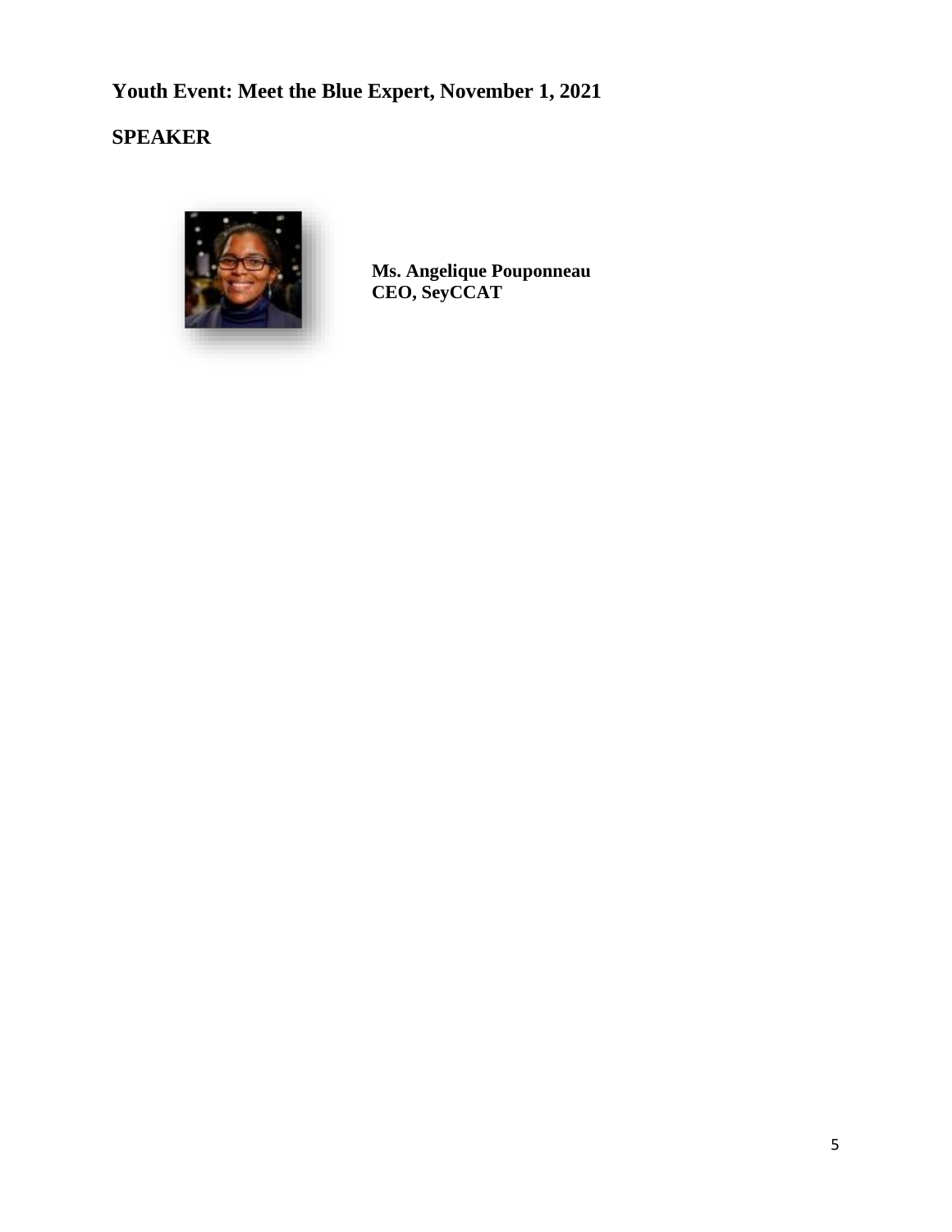## Youth Event: Meet the Blue Expert, November 1, 2021

## SPEAKER

**Ms. Angelique Pouponneau**
**CEO, SeyCCAT**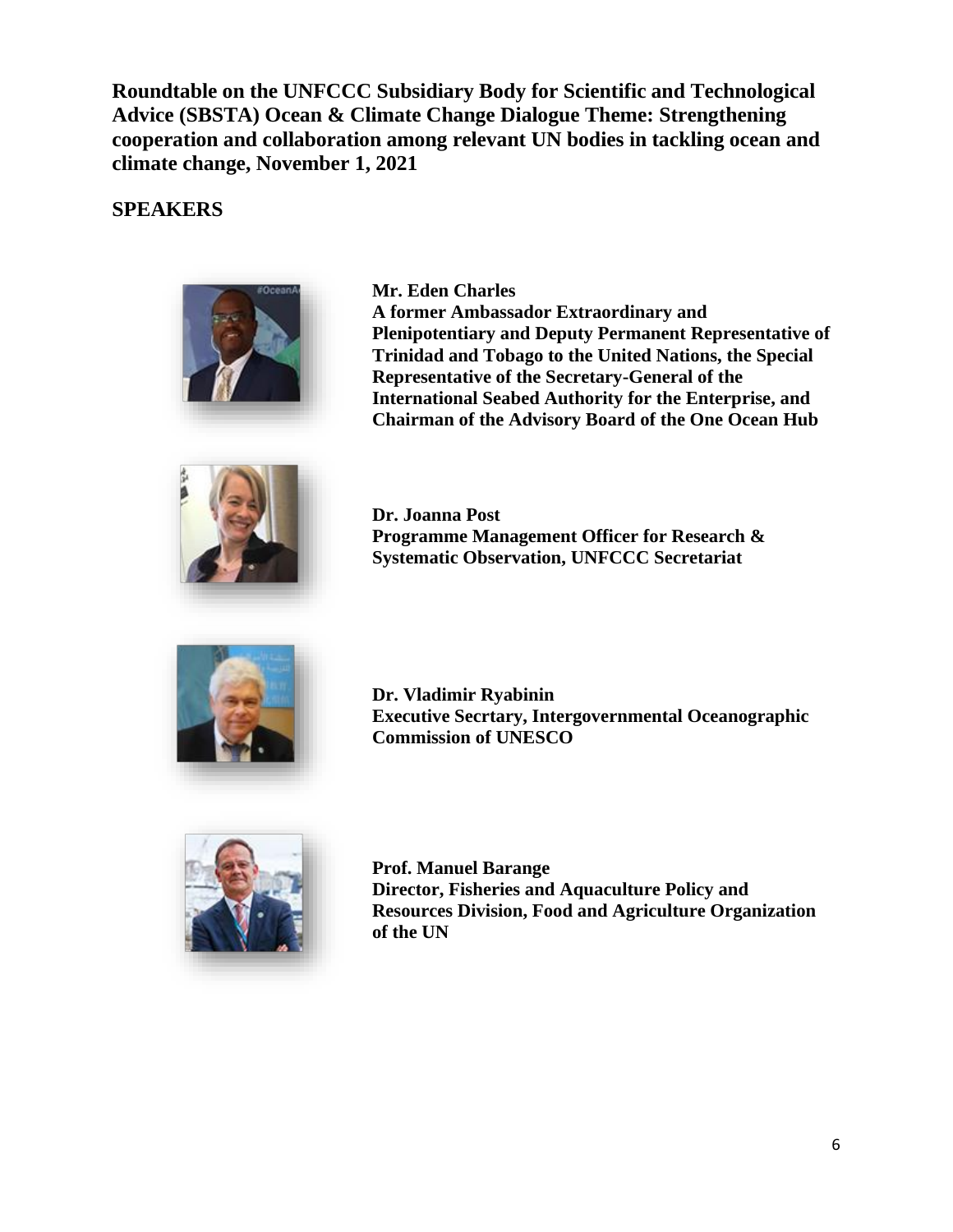**Roundtable on the UNFCCC Subsidiary Body for Scientific and Technological Advice (SBSTA) Ocean & Climate Change Dialogue Theme: Strengthening cooperation and collaboration among relevant UN bodies in tackling ocean and climate change, November 1, 2021**

## SPEAKERS

**Mr. Eden Charles**
**A former Ambassador Extraordinary and Plenipotentiary and Deputy Permanent Representative of Trinidad and Tobago to the United Nations, the Special Representative of the Secretary-General of the International Seabed Authority for the Enterprise, and Chairman of the Advisory Board of the One Ocean Hub**

**Dr. Joanna Post**
**Programme Management Officer for Research & Systematic Observation, UNFCCC Secretariat**

**Dr. Vladimir Ryabinin**
**Executive Secrtary, Intergovernmental Oceanographic Commission of UNESCO**

**Prof. Manuel Barange**
**Director, Fisheries and Aquaculture Policy and Resources Division, Food and Agriculture Organization of the UN**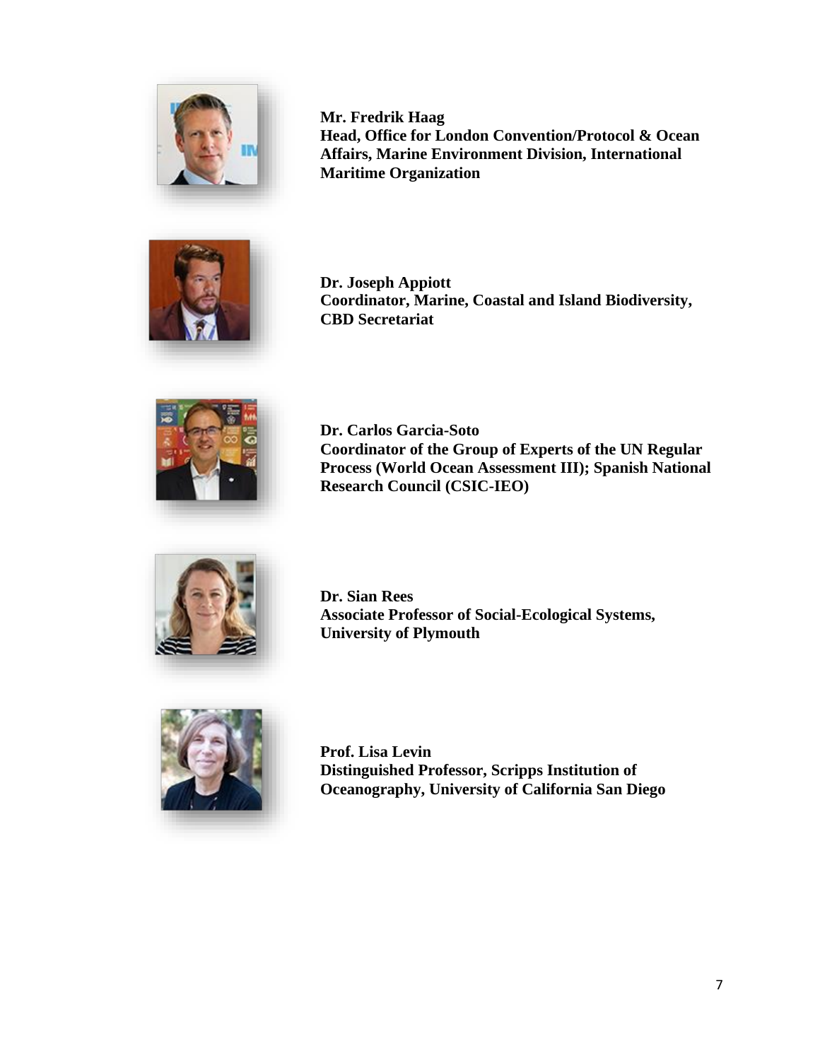**Mr. Fredrik Haag**
**Head, Office for London Convention/Protocol & Ocean Affairs, Marine Environment Division, International Maritime Organization**

**Dr. Joseph Appiott**
**Coordinator, Marine, Coastal and Island Biodiversity, CBD Secretariat**

**Dr. Carlos Garcia-Soto**
**Coordinator of the Group of Experts of the UN Regular Process (World Ocean Assessment III); Spanish National Research Council (CSIC-IEO)**

**Dr. Sian Rees**
**Associate Professor of Social-Ecological Systems, University of Plymouth**

**Prof. Lisa Levin**
**Distinguished Professor, Scripps Institution of Oceanography, University of California San Diego**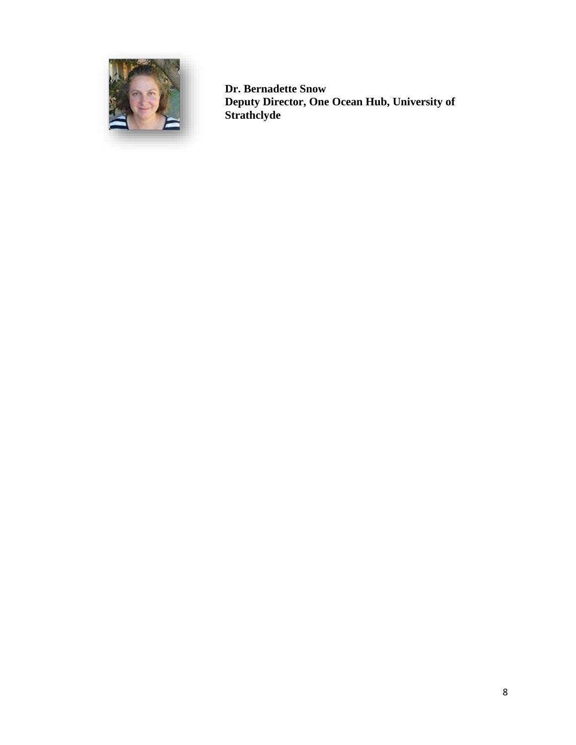**Dr. Bernadette Snow**
**Deputy Director, One Ocean Hub, University of Strathclyde**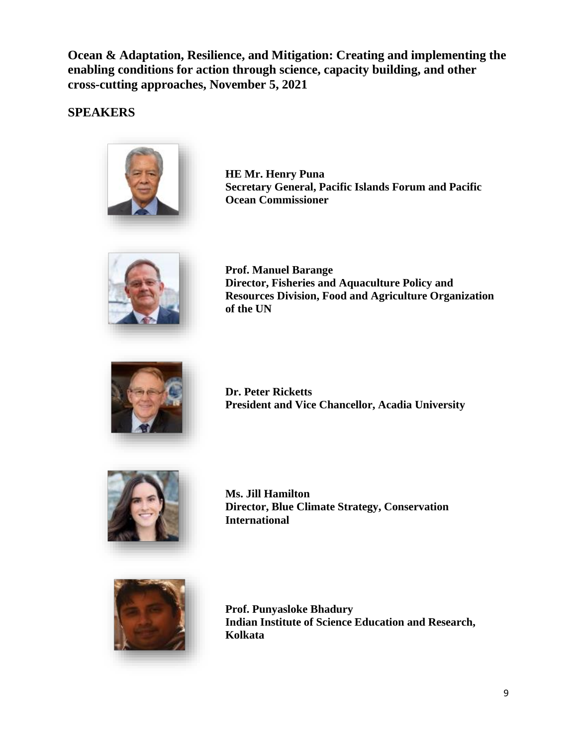**Ocean & Adaptation, Resilience, and Mitigation: Creating and implementing the enabling conditions for action through science, capacity building, and other cross-cutting approaches, November 5, 2021**

## SPEAKERS

**HE Mr. Henry Puna**
**Secretary General, Pacific Islands Forum and Pacific Ocean Commissioner**

**Prof. Manuel Barange**
**Director, Fisheries and Aquaculture Policy and Resources Division, Food and Agriculture Organization of the UN**

**Dr. Peter Ricketts**
**President and Vice Chancellor, Acadia University**

**Ms. Jill Hamilton**
**Director, Blue Climate Strategy, Conservation International**

**Prof. Punyasloke Bhadury**
**Indian Institute of Science Education and Research, Kolkata**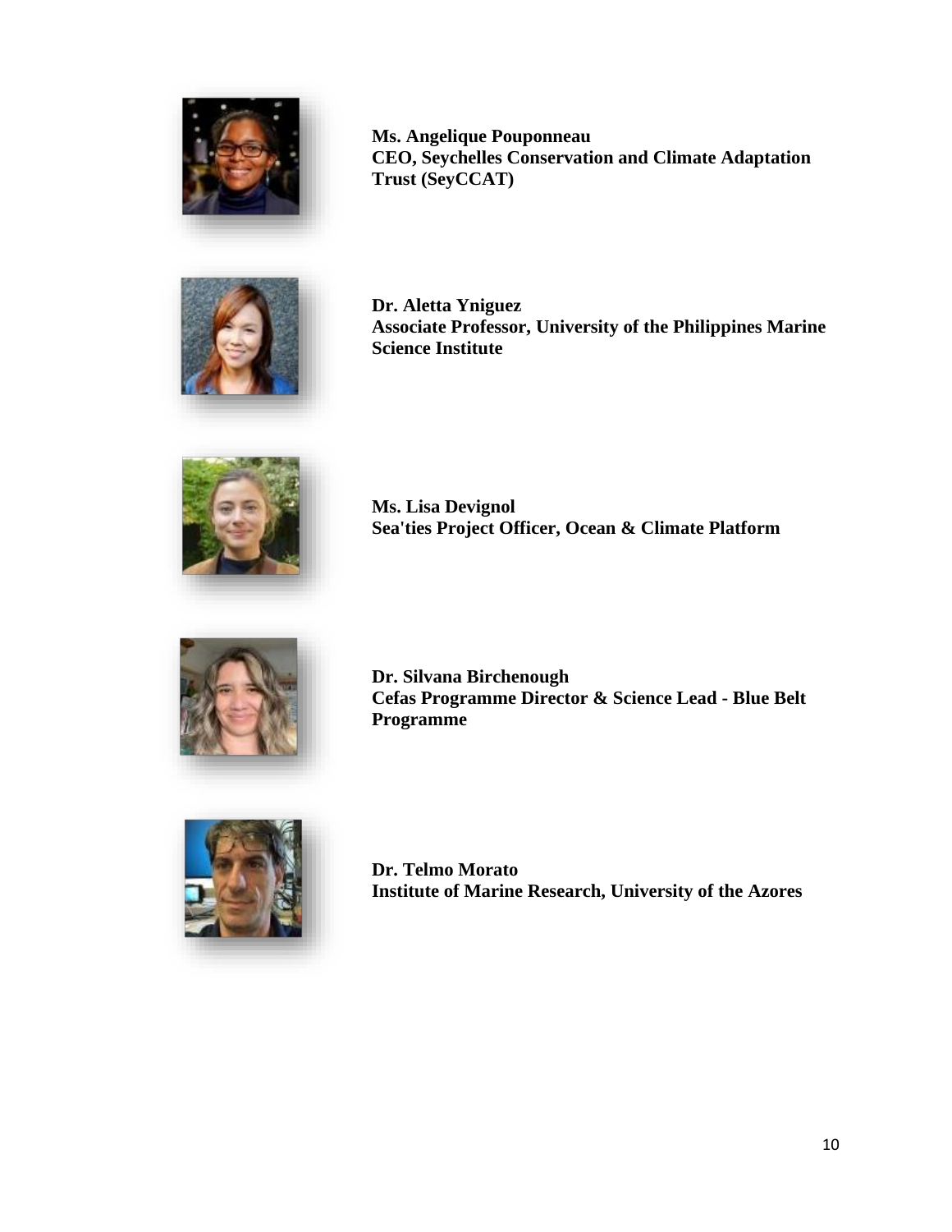**Ms. Angelique Pouponneau**
**CEO, Seychelles Conservation and Climate Adaptation Trust (SeyCCAT)**

**Dr. Aletta Yniguez**
**Associate Professor, University of the Philippines Marine Science Institute**

**Ms. Lisa Devignol**
**Sea'ties Project Officer, Ocean & Climate Platform**

**Dr. Silvana Birchenough**
**Cefas Programme Director & Science Lead - Blue Belt Programme**

**Dr. Telmo Morato**
**Institute of Marine Research, University of the Azores**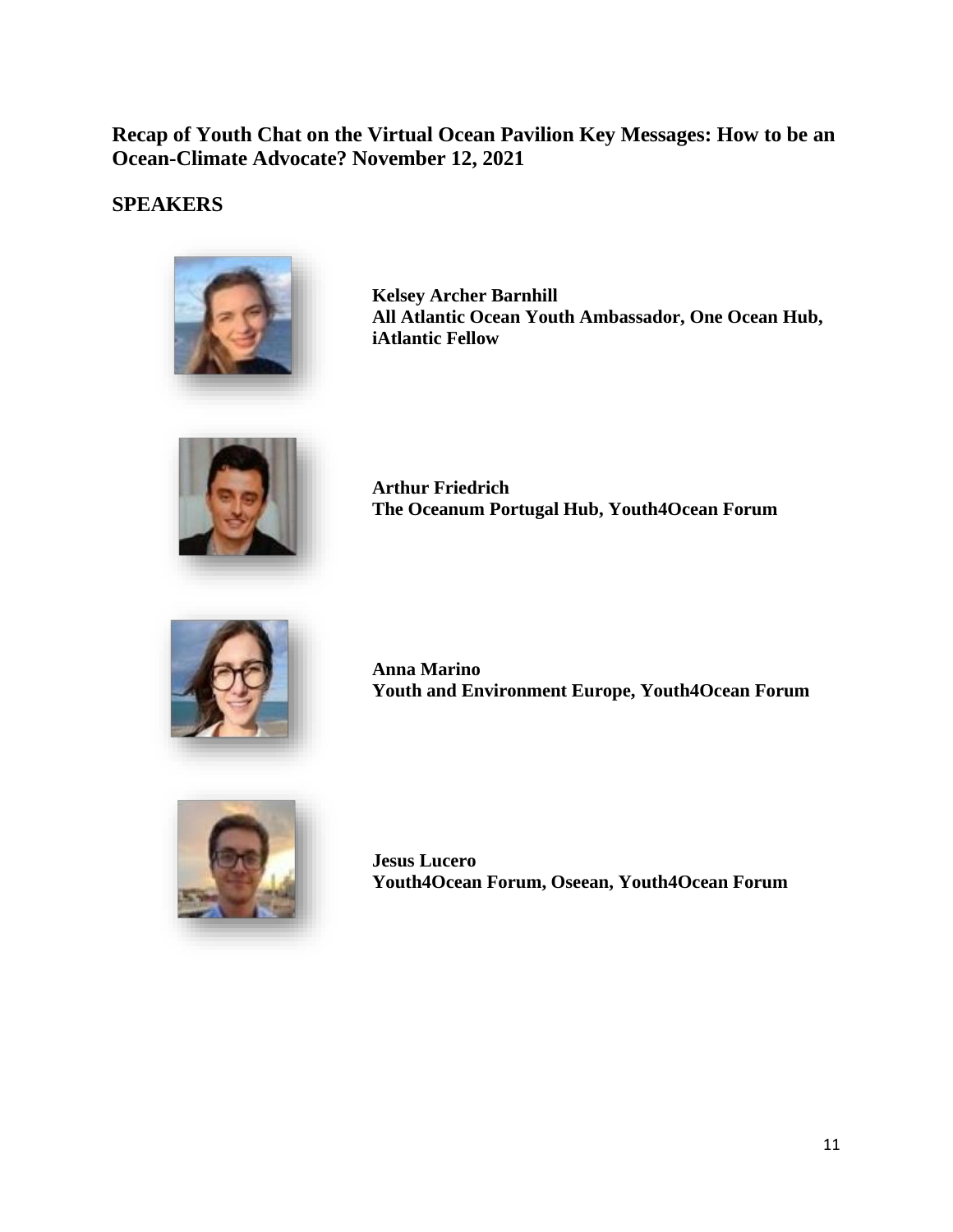## Recap of Youth Chat on the Virtual Ocean Pavilion Key Messages: How to be an Ocean-Climate Advocate? November 12, 2021

## SPEAKERS

**Kelsey Archer Barnhill**
**All Atlantic Ocean Youth Ambassador, One Ocean Hub, iAtlantic Fellow**

**Arthur Friedrich**
**The Oceanum Portugal Hub, Youth4Ocean Forum**

**Anna Marino**
**Youth and Environment Europe, Youth4Ocean Forum**

**Jesus Lucero**
**Youth4Ocean Forum, Oseean, Youth4Ocean Forum**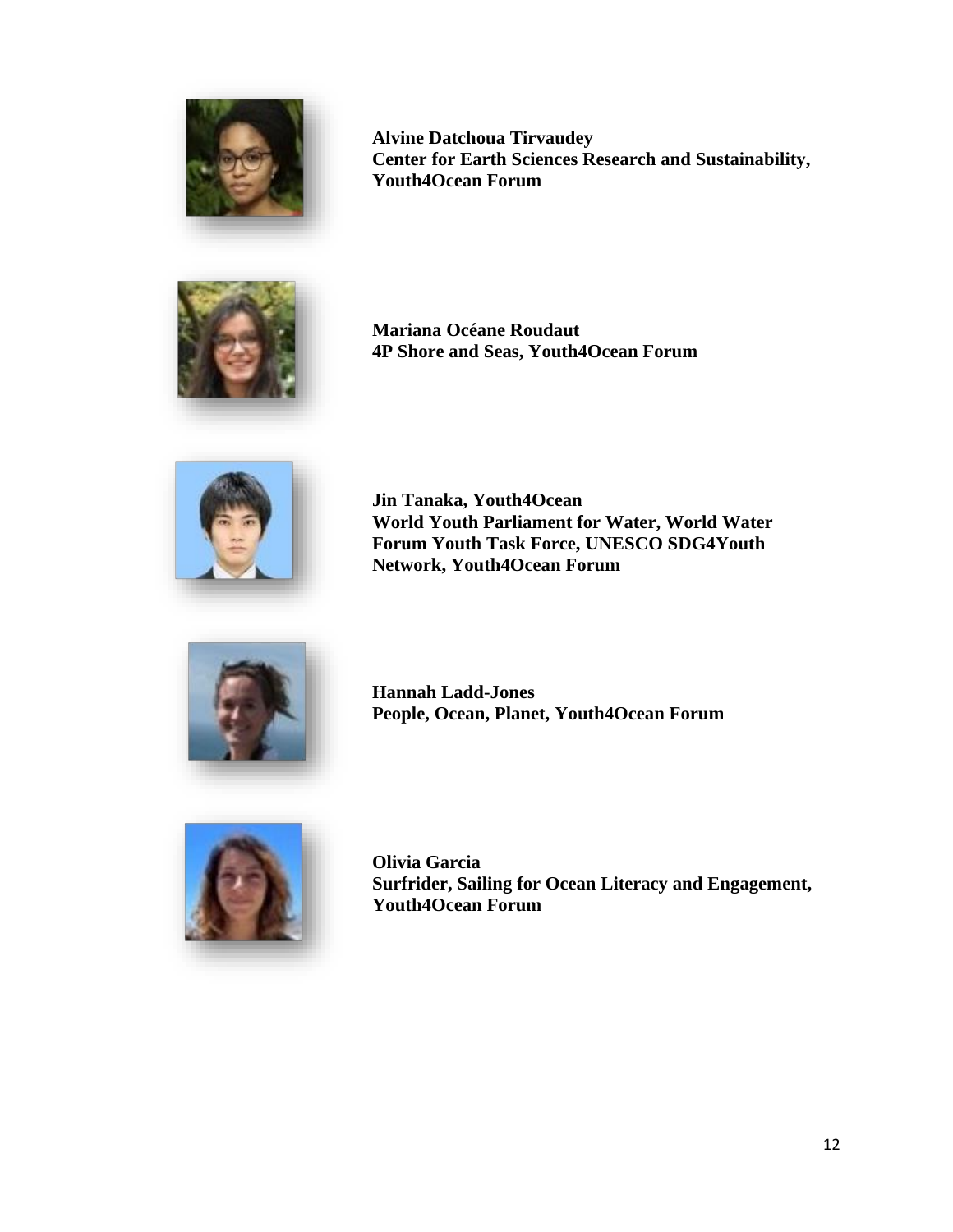**Alvine Datchoua Tirvaudey**
**Center for Earth Sciences Research and Sustainability, Youth4Ocean Forum**

**Mariana Océane Roudaut**
**4P Shore and Seas, Youth4Ocean Forum**

**Jin Tanaka, Youth4Ocean**
**World Youth Parliament for Water, World Water Forum Youth Task Force, UNESCO SDG4Youth Network, Youth4Ocean Forum**

**Hannah Ladd-Jones**
**People, Ocean, Planet, Youth4Ocean Forum**

**Olivia Garcia**
**Surfrider, Sailing for Ocean Literacy and Engagement, Youth4Ocean Forum**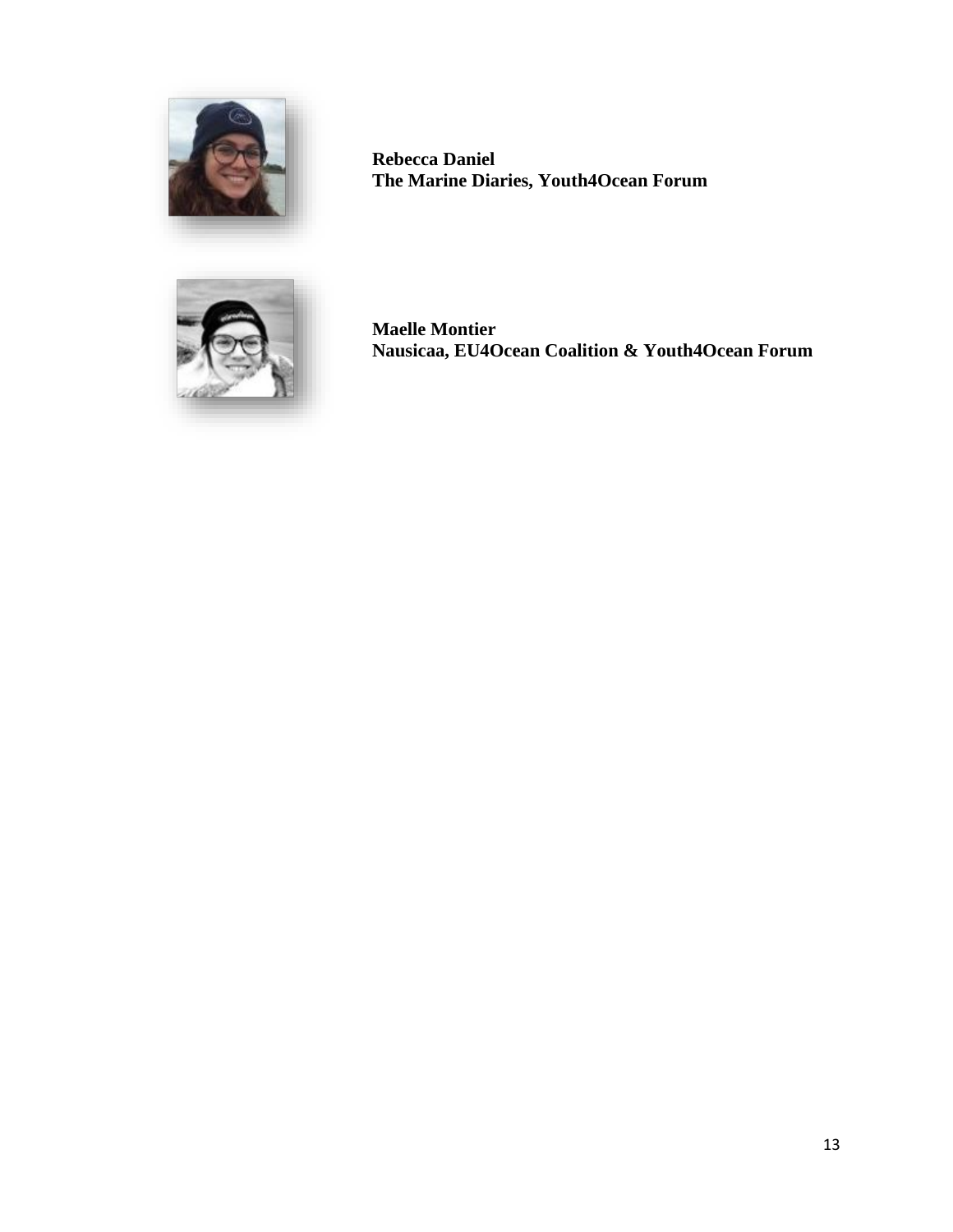**Rebecca Daniel**
**The Marine Diaries, Youth4Ocean Forum**

**Maelle Montier**
**Nausicaa, EU4Ocean Coalition & Youth4Ocean Forum**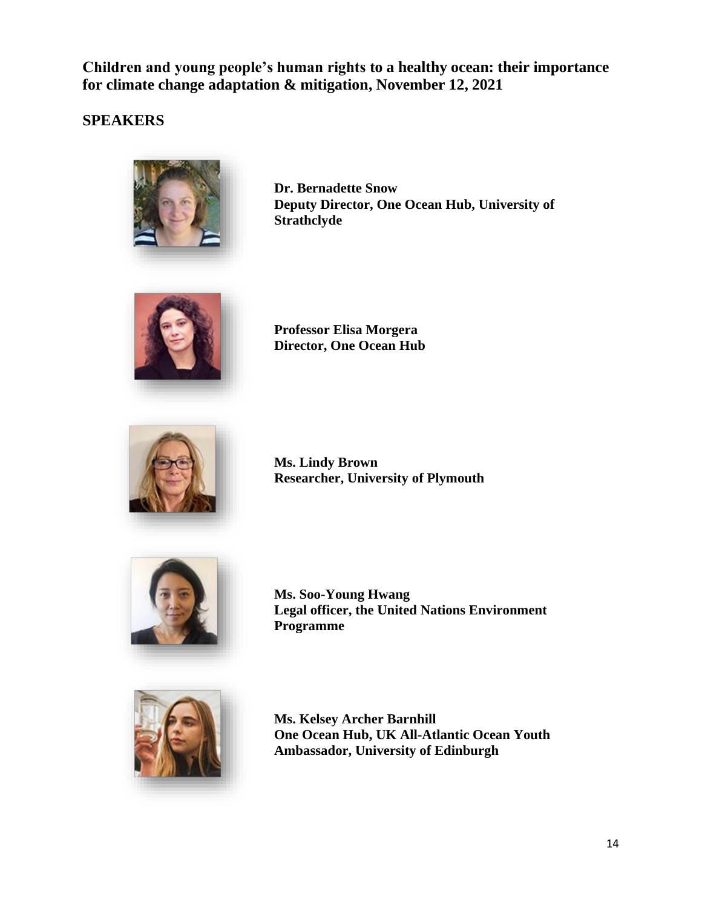## Children and young people's human rights to a healthy ocean: their importance for climate change adaptation & mitigation, November 12, 2021

## SPEAKERS

**Dr. Bernadette Snow**
**Deputy Director, One Ocean Hub, University of Strathclyde**

**Professor Elisa Morgera**
**Director, One Ocean Hub**

**Ms. Lindy Brown**
**Researcher, University of Plymouth**

**Ms. Soo-Young Hwang**
**Legal officer, the United Nations Environment Programme**

**Ms. Kelsey Archer Barnhill**
**One Ocean Hub, UK All-Atlantic Ocean Youth Ambassador, University of Edinburgh**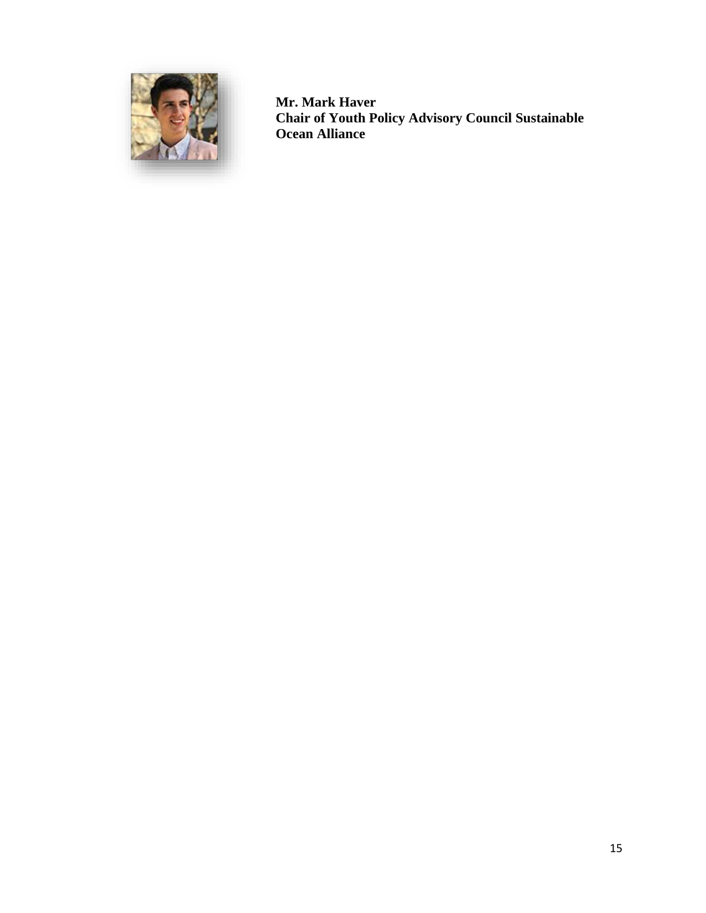**Mr. Mark Haver**
**Chair of Youth Policy Advisory Council Sustainable Ocean Alliance**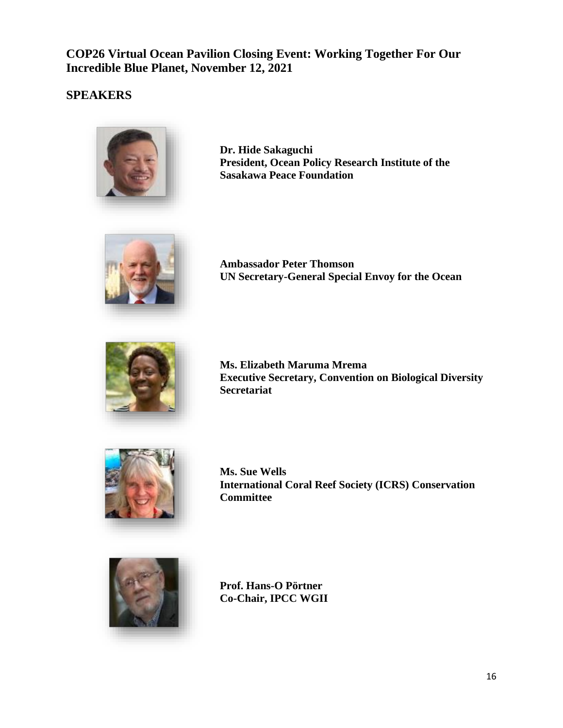## COP26 Virtual Ocean Pavilion Closing Event: Working Together For Our Incredible Blue Planet, November 12, 2021

## SPEAKERS

**Dr. Hide Sakaguchi**
**President, Ocean Policy Research Institute of the Sasakawa Peace Foundation**

**Ambassador Peter Thomson**
**UN Secretary-General Special Envoy for the Ocean**

**Ms. Elizabeth Maruma Mrema**
**Executive Secretary, Convention on Biological Diversity Secretariat**

**Ms. Sue Wells**
**International Coral Reef Society (ICRS) Conservation Committee**

**Prof. Hans-O Pörtner**
**Co-Chair, IPCC WGII**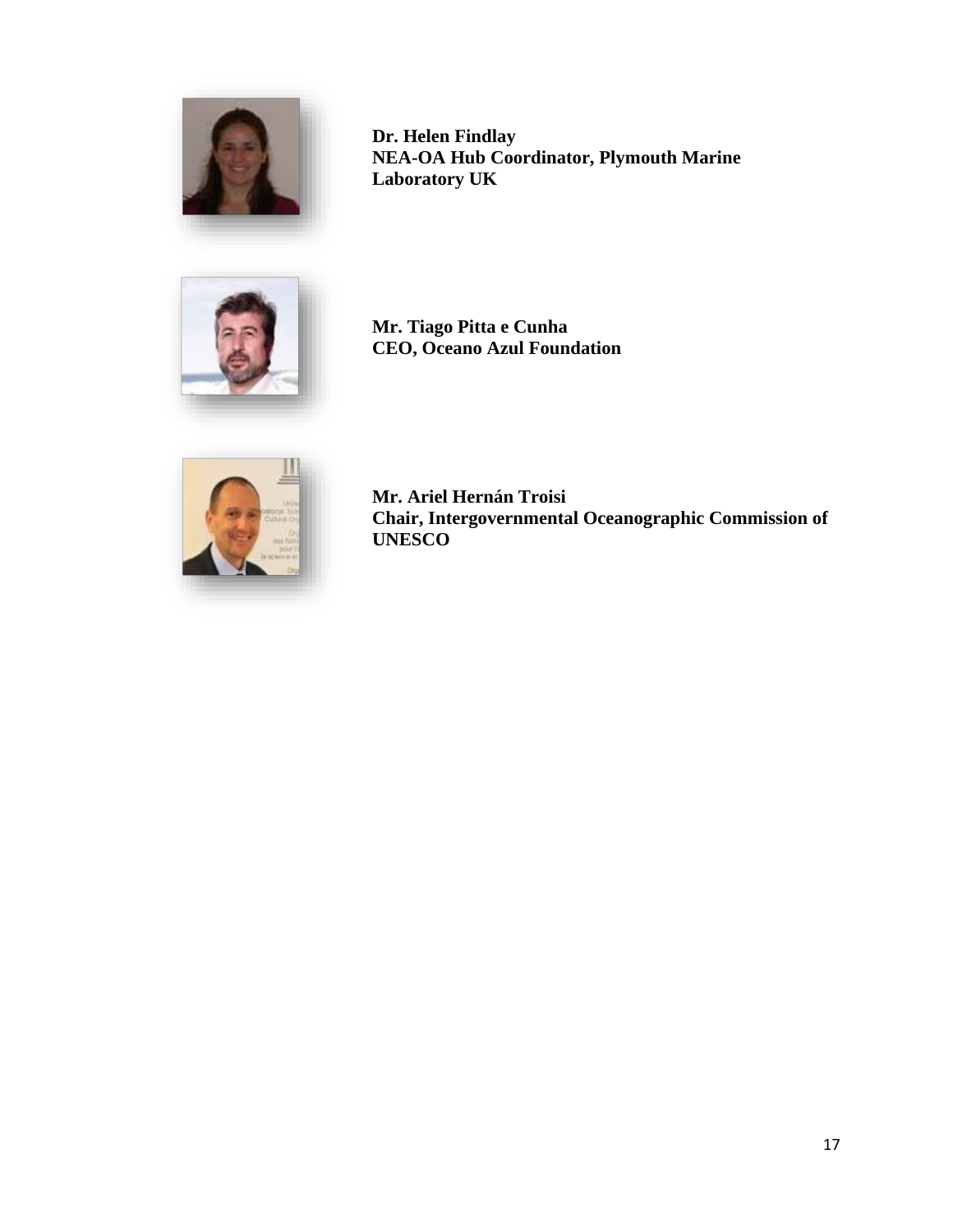**Dr. Helen Findlay**
**NEA-OA Hub Coordinator, Plymouth Marine Laboratory UK**

**Mr. Tiago Pitta e Cunha**
**CEO, Oceano Azul Foundation**

**Mr. Ariel Hernán Troisi**
**Chair, Intergovernmental Oceanographic Commission of UNESCO**